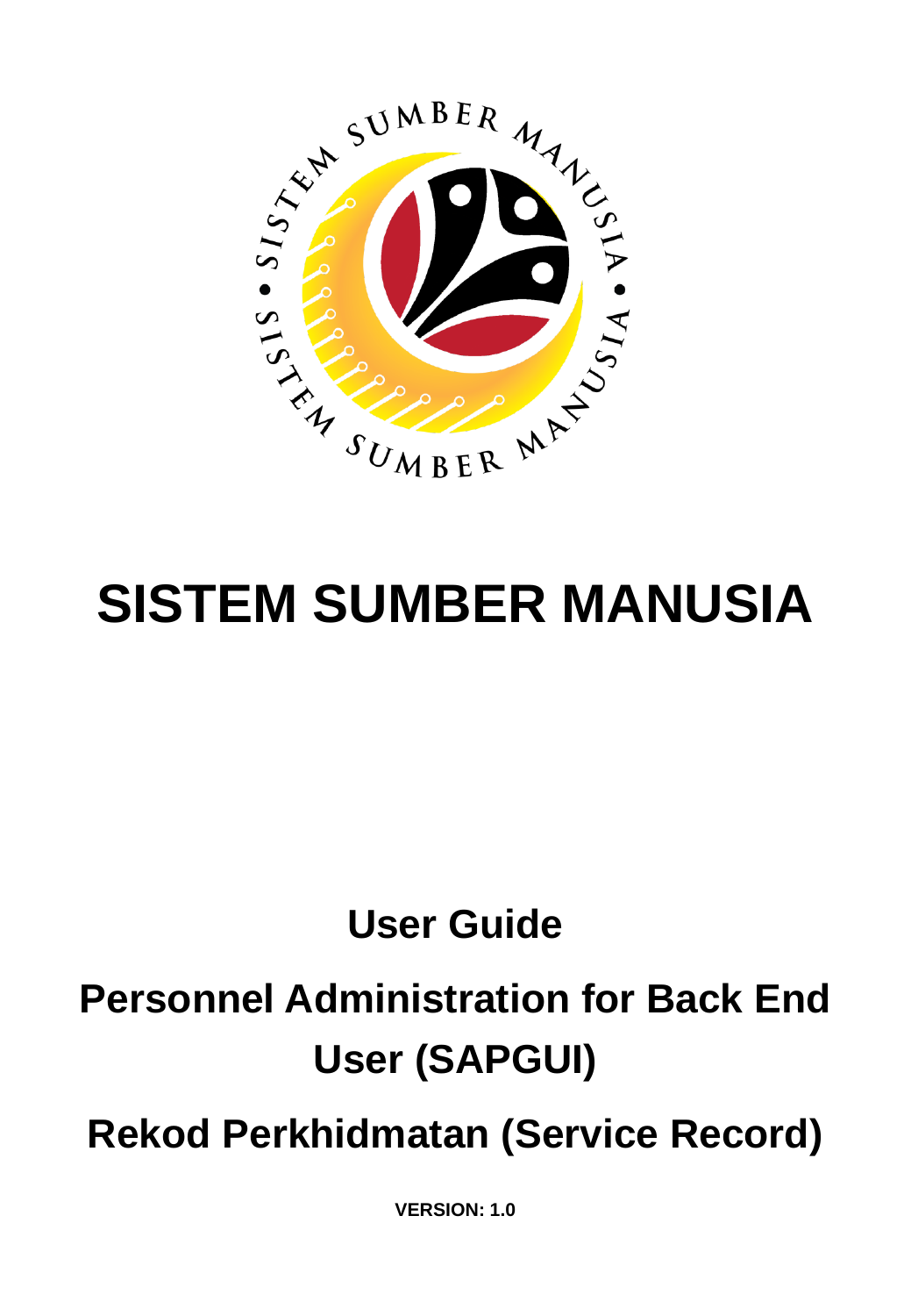# SISTEM SUMBER MANUSIA

## User Guide

## Personnel Administration for Back End User (SAPGUI)

## Rekod Perkhidmatan (Service Record)

**VERSION: 1.0**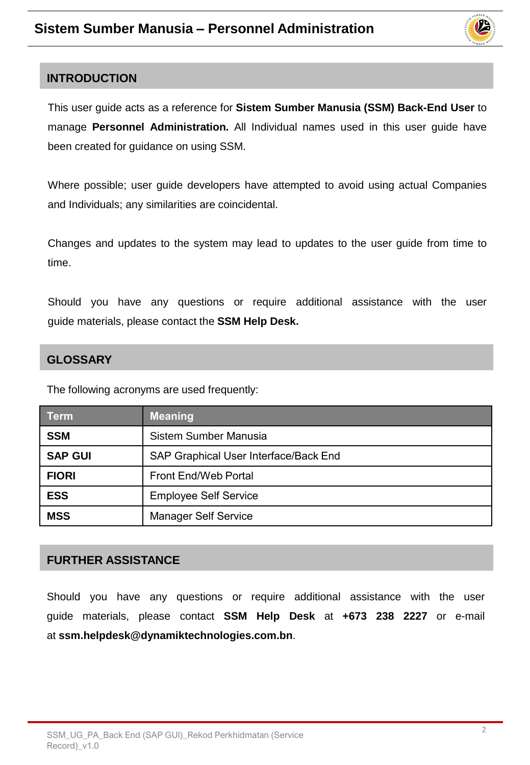## INTRODUCTION

This user guide acts as a reference for **Sistem Sumber Manusia (SSM) Back-End User** to manage **Personnel Administration.** All Individual names used in this user guide have been created for guidance on using SSM.

Where possible; user guide developers have attempted to avoid using actual Companies and Individuals; any similarities are coincidental.

Changes and updates to the system may lead to updates to the user guide from time to time.

Should you have any questions or require additional assistance with the user guide materials, please contact the **SSM Help Desk.**

## GLOSSARY

The following acronyms are used frequently:

| Term | Meaning |
|---|---|
| **SSM** | Sistem Sumber Manusia |
| **SAP GUI** | SAP Graphical User Interface/Back End |
| **FIORI** | Front End/Web Portal |
| **ESS** | Employee Self Service |
| **MSS** | Manager Self Service |

## FURTHER ASSISTANCE

Should you have any questions or require additional assistance with the user guide materials, please contact **SSM Help Desk** at **+673 238 2227** or e-mail at **ssm.helpdesk@dynamiktechnologies.com.bn**.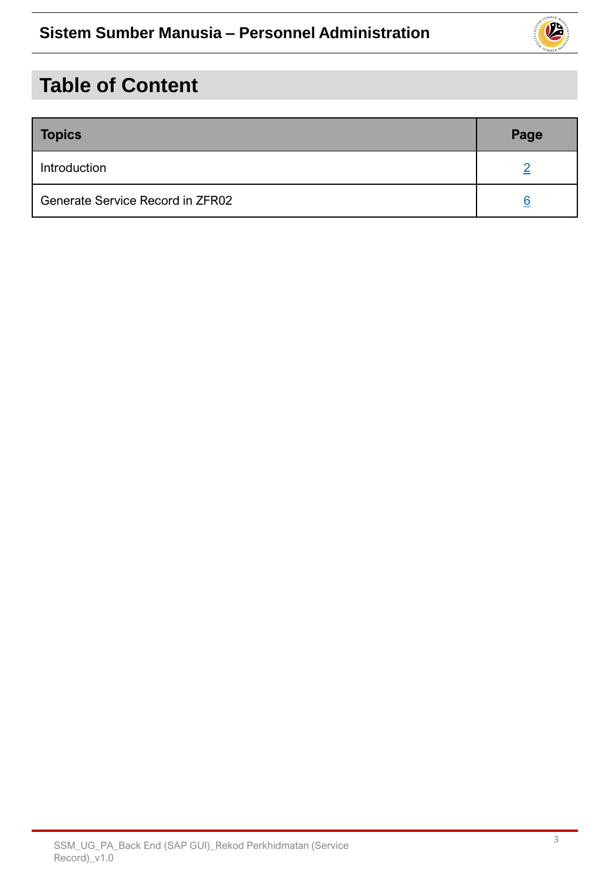# Table of Content

| Topics | Page |
| --- | --- |
| Introduction | 2 |
| Generate Service Record in ZFR02 | 6 |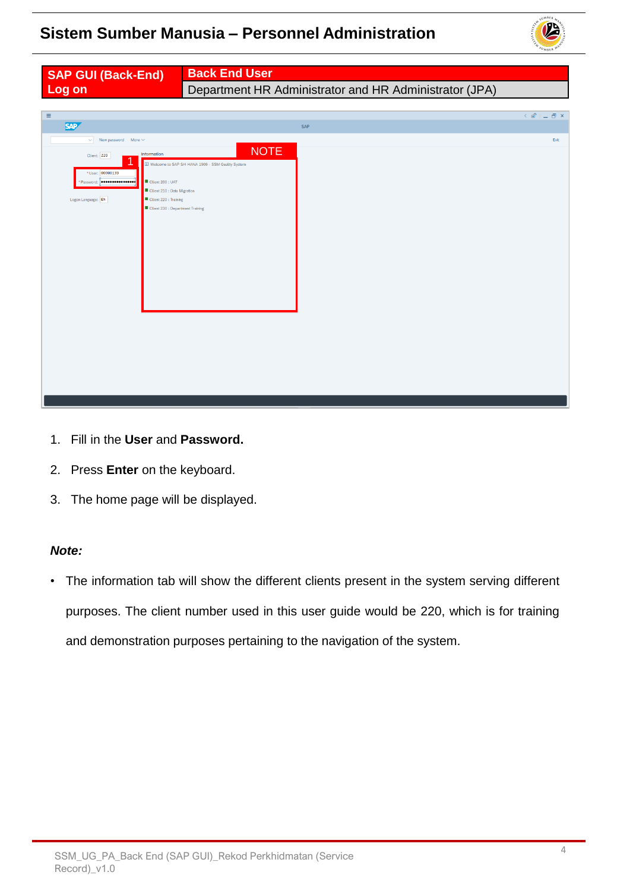| SAP GUI (Back-End) Log on | Back End User |
| --- | --- |
| | Department HR Administrator and HR Administrator (JPA) |

1. Fill in the **User** and **Password.**
2. Press **Enter** on the keyboard.
3. The home page will be displayed.

***Note:***

- The information tab will show the different clients present in the system serving different purposes. The client number used in this user guide would be 220, which is for training and demonstration purposes pertaining to the navigation of the system.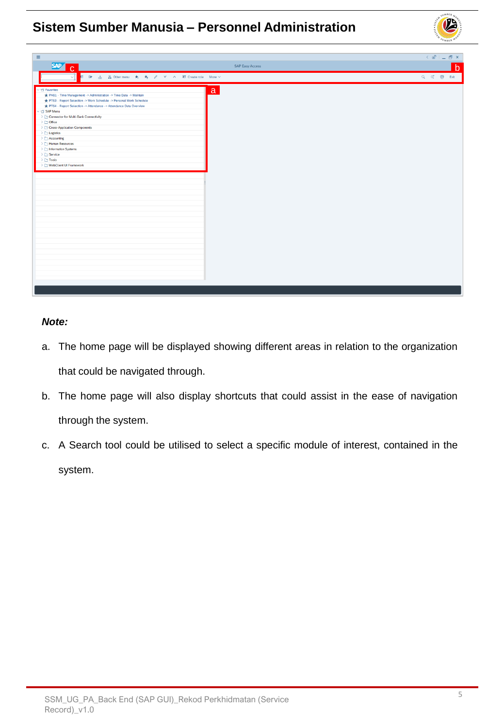***Note:***

a. The home page will be displayed showing different areas in relation to the organization that could be navigated through.

b. The home page will also display shortcuts that could assist in the ease of navigation through the system.

c. A Search tool could be utilised to select a specific module of interest, contained in the system.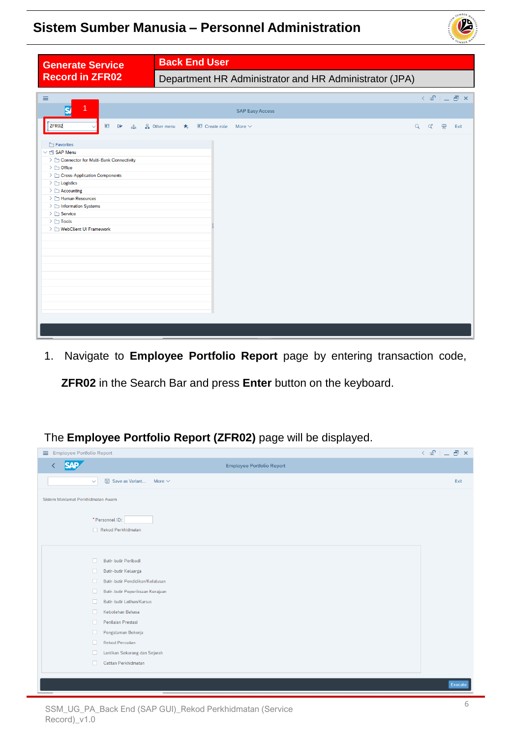| Generate Service Record in ZFR02 | Back End User |
| --- | --- |
| | Department HR Administrator and HR Administrator (JPA) |

1. Navigate to **Employee Portfolio Report** page by entering transaction code, **ZFR02** in the Search Bar and press **Enter** button on the keyboard.

The **Employee Portfolio Report (ZFR02)** page will be displayed.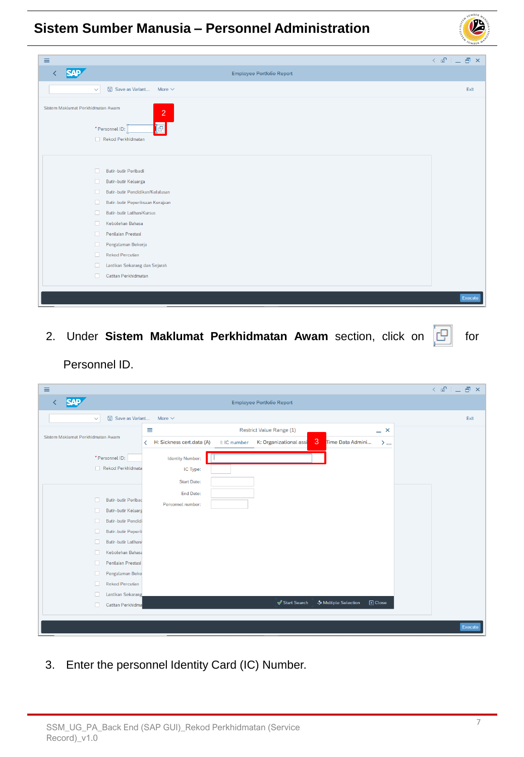2. Under **Sistem Maklumat Perkhidmatan Awam** section, click on [icon] for Personnel ID.

3. Enter the personnel Identity Card (IC) Number.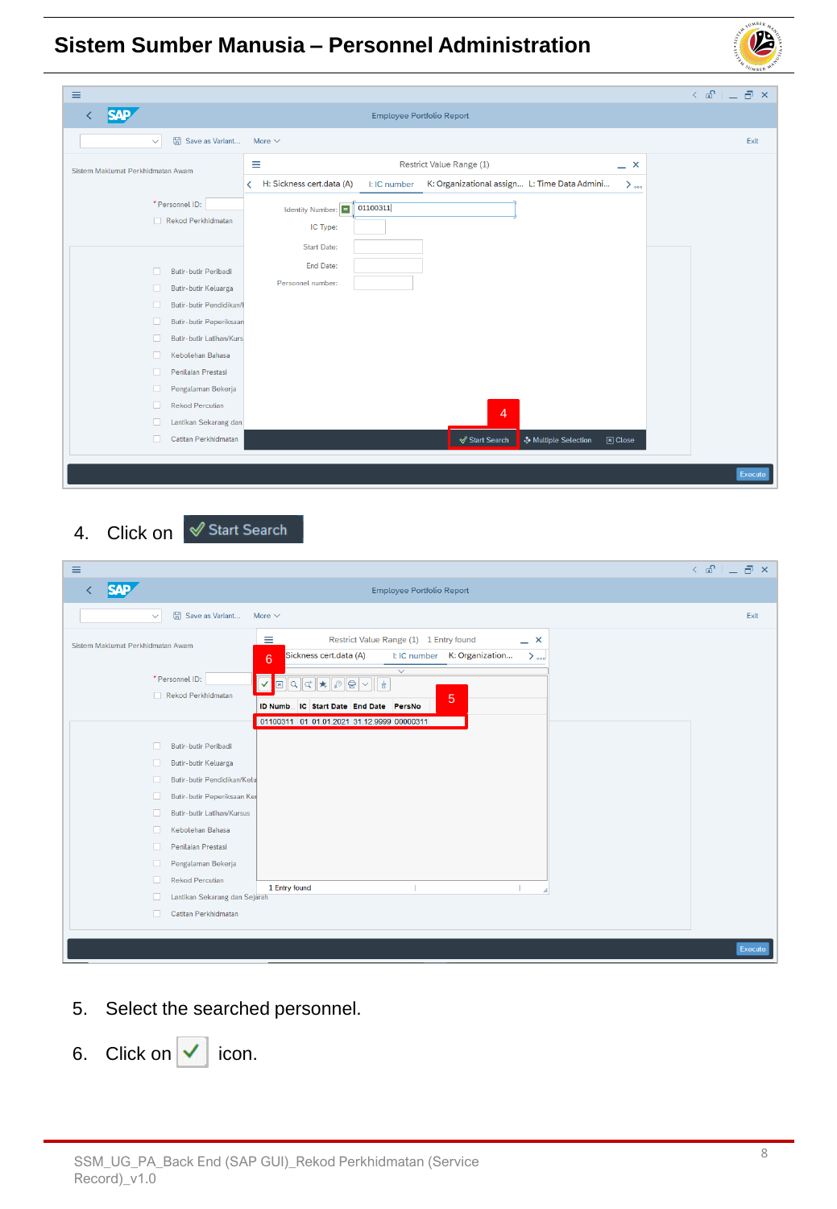4. Click on Start Search

5. Select the searched personnel.

6. Click on ✓ icon.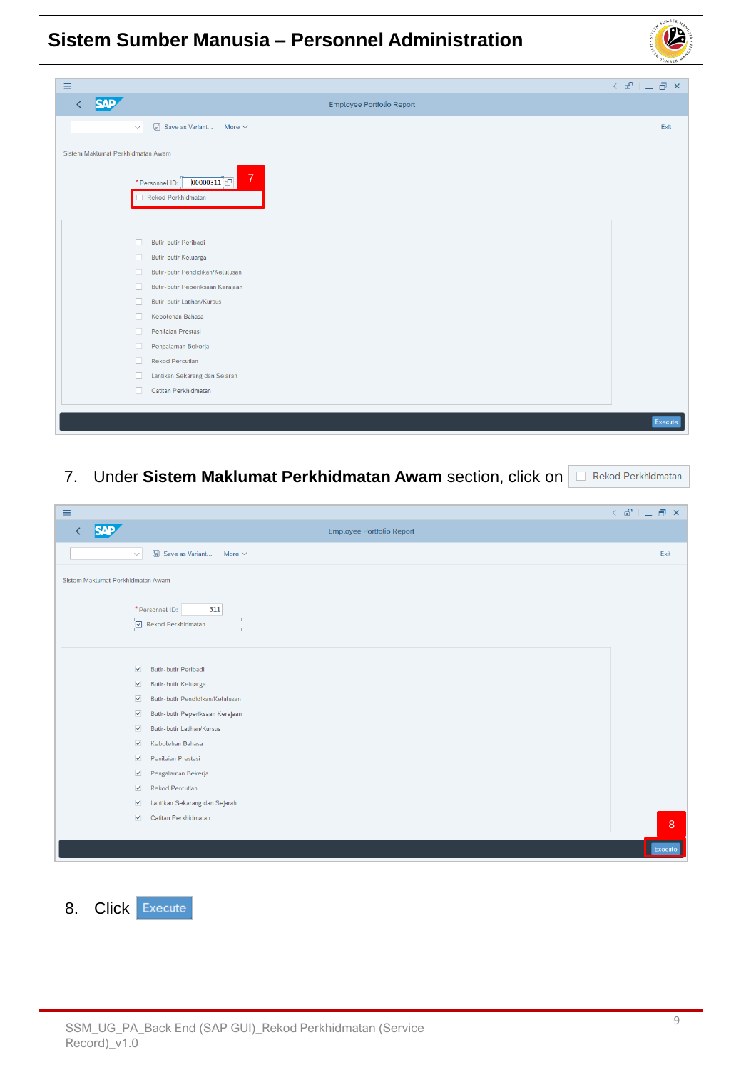7. Under **Sistem Maklumat Perkhidmatan Awam** section, click on ☐ Rekod Perkhidmatan

8. Click Execute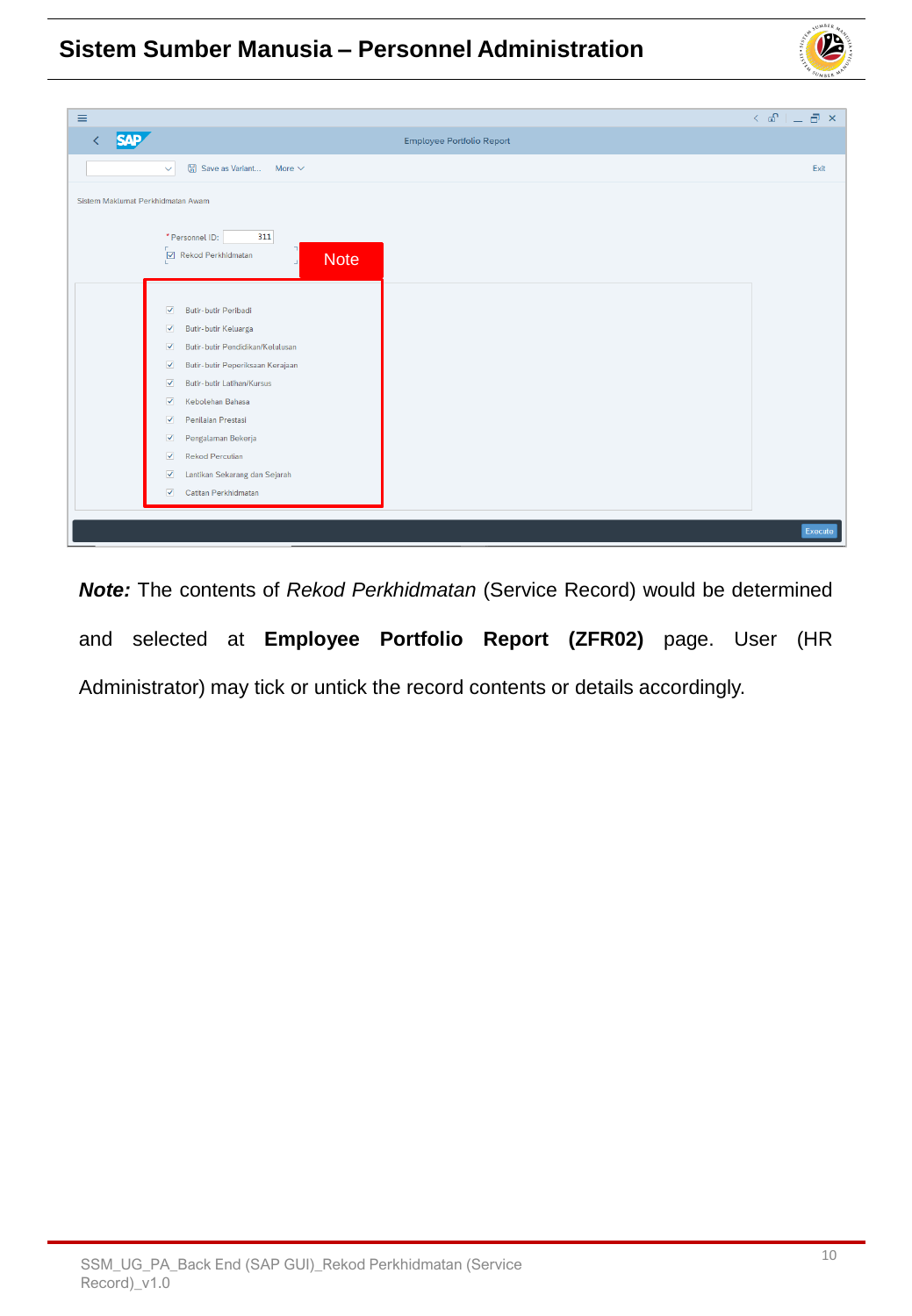Employee Portfolio Report

Save as Variant... More

Exit

Sistem Maklumat Perkhidmatan Awam

*Personnel ID: 311

Rekod Perkhidmatan

Note

- Butir-butir Peribadi
- Butir-butir Keluarga
- Butir-butir Pendidikan/Kelulusan
- Butir-butir Peperiksaan Kerajaan
- Butir-butir Latihan/Kursus
- Kebolehan Bahasa
- Penilaian Prestasi
- Pengalaman Bekerja
- Rekod Percutian
- Lantikan Sekarang dan Sejarah
- Cattan Perkhidmatan

Execute

***Note:*** The contents of *Rekod Perkhidmatan* (Service Record) would be determined and selected at **Employee Portfolio Report (ZFR02)** page. User (HR Administrator) may tick or untick the record contents or details accordingly.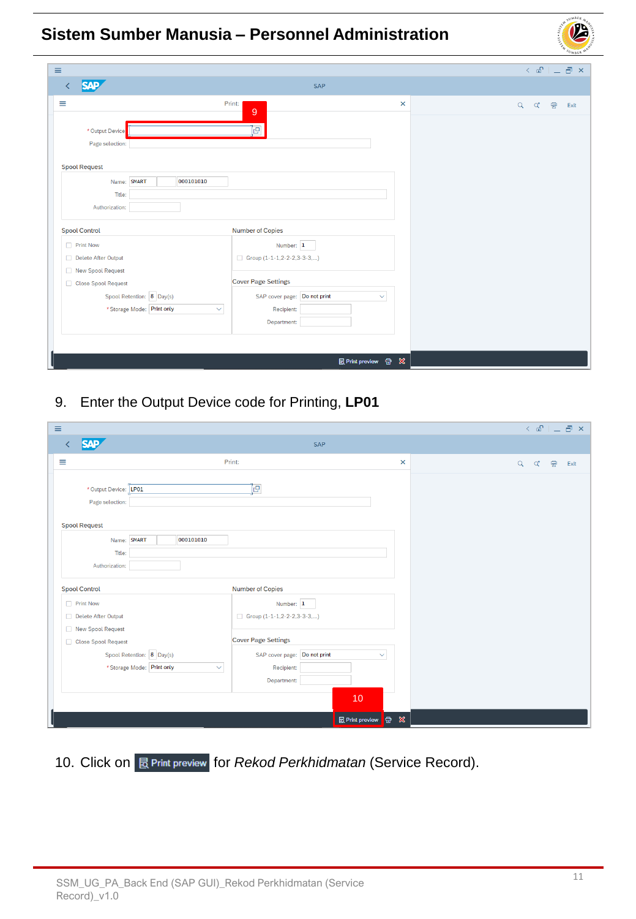9. Enter the Output Device code for Printing, **LP01**

10. Click on Print preview for *Rekod Perkhidmatan* (Service Record).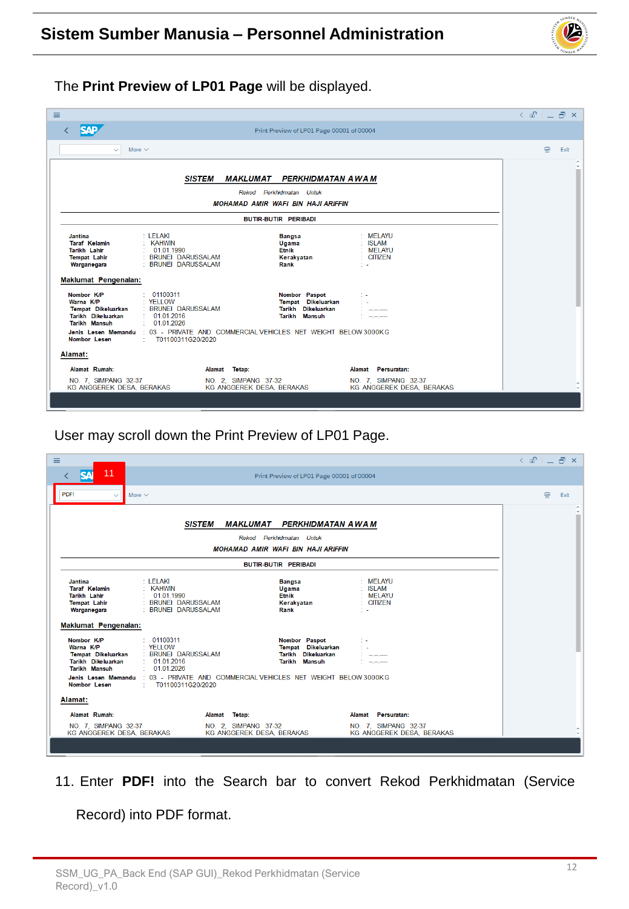The **Print Preview of LP01 Page** will be displayed.

Print Preview of LP01 Page 00001 of 00004

More | Exit

**SISTEM MAKLUMAT PERKHIDMATAN AWAM**

Rekod Perkhidmatan Untuk

MOHAMAD AMIR WAFI BIN HAJI ARIFFIN

BUTIR-BUTIR PERIBADI

| | | | |
|---|---|---|---|
| Jantina | : LELAKI | Bangsa | : MELAYU |
| Taraf Kelamin | : KAHWIN | Ugama | : ISLAM |
| Tarikh Lahir | : 01.01.1990 | Etnik | : MELAYU |
| Tempat Lahir | : BRUNEI DARUSSALAM | Kerakyatan | : CITIZEN |
| Warganegara | : BRUNEI DARUSSALAM | Rank | : - |

Maklumat Pengenalan:

| | | | |
|---|---|---|---|
| Nombor K/P | : 01100311 | Nombor Paspot | : - |
| Warna K/P | : YELLOW | Tempat Dikeluarkan | : - |
| Tempat Dikeluarkan | : BRUNEI DARUSSALAM | Tarikh Dikeluarkan | : --.--.---- |
| Tarikh Dikeluarkan | : 01.01.2016 | Tarikh Mansuh | : --.--.---- |
| Tarikh Mansuh | : 01.01.2026 | | |

Jenis Lesen Memandu : 03 - PRIVATE AND COMMERCIAL VEHICLES NET WEIGHT BELOW 3000KG

Nombor Lesen : T01100311G20/2020

Alamat:

| Alamat Rumah: | Alamat Tetap: | Alamat Persuratan: |
|---|---|---|
| NO. 7, SIMPANG 32-37 KG ANGGEREK DESA, BERAKAS | NO. 2, SIMPANG 37-32 KG ANGGEREK DESA, BERAKAS | NO. 7, SIMPANG 32-37 KG ANGGEREK DESA, BERAKAS |

User may scroll down the Print Preview of LP01 Page.

11

PDF!

11. Enter **PDF!** into the Search bar to convert Rekod Perkhidmatan (Service Record) into PDF format.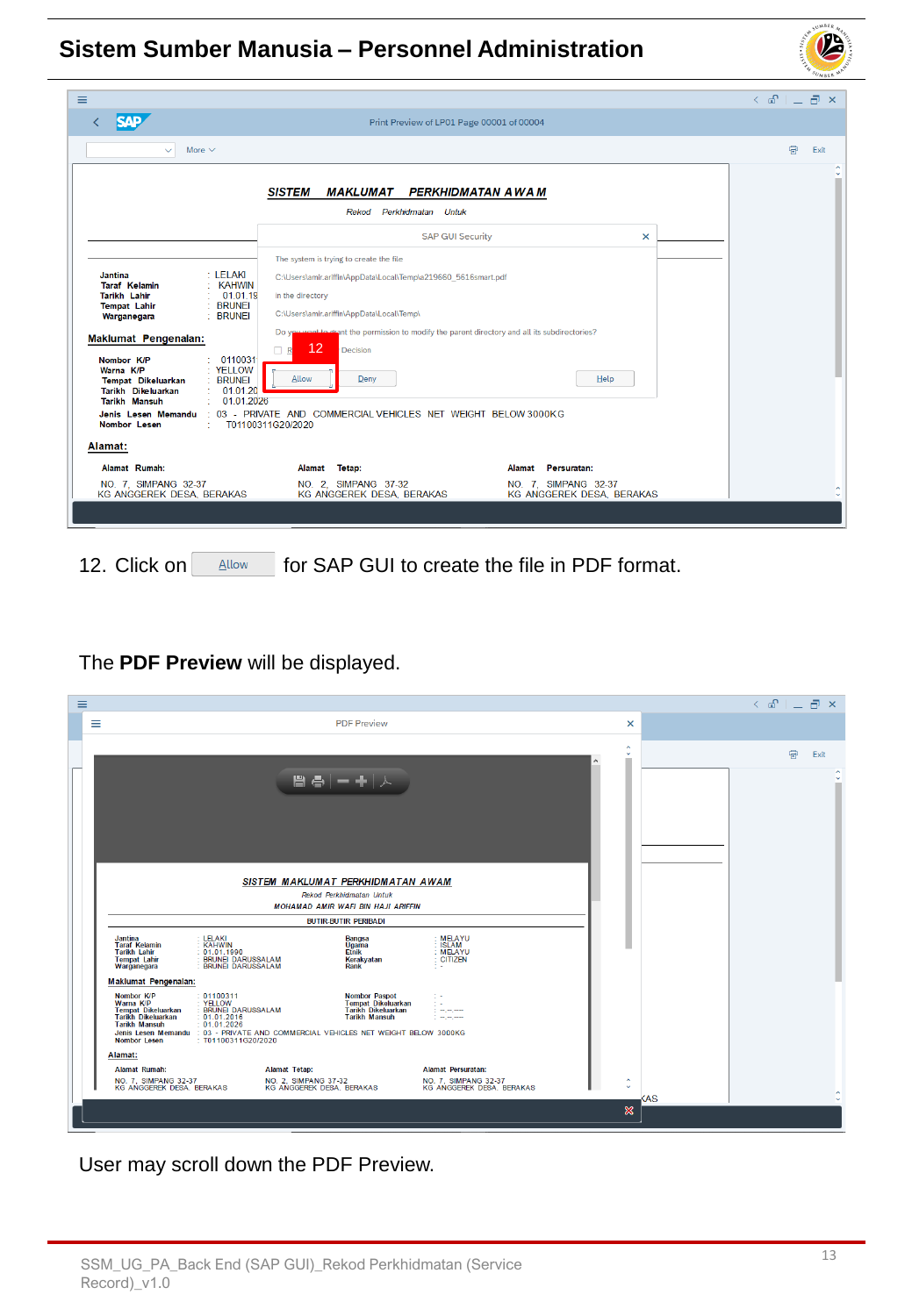12. Click on Allow for SAP GUI to create the file in PDF format.

The **PDF Preview** will be displayed.

User may scroll down the PDF Preview.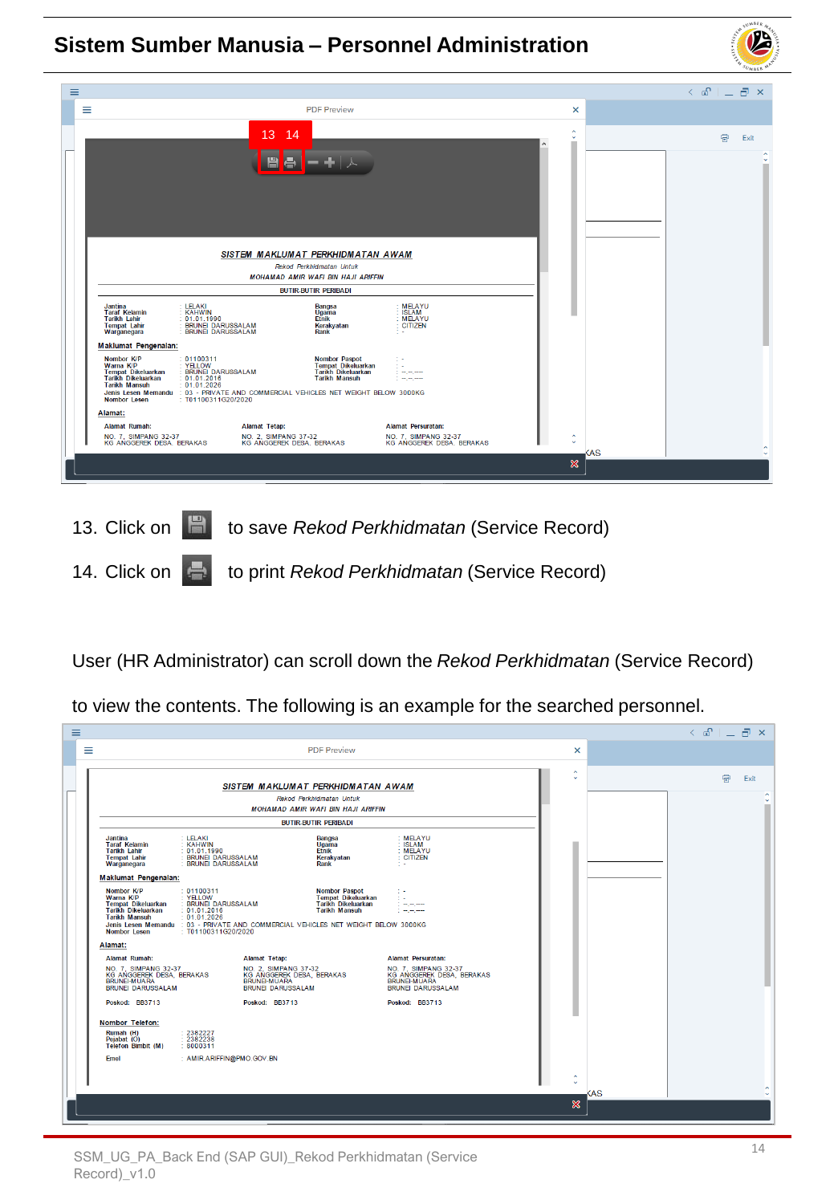13. Click on to save *Rekod Perkhidmatan* (Service Record)

14. Click on to print *Rekod Perkhidmatan* (Service Record)

User (HR Administrator) can scroll down the *Rekod Perkhidmatan* (Service Record) to view the contents. The following is an example for the searched personnel.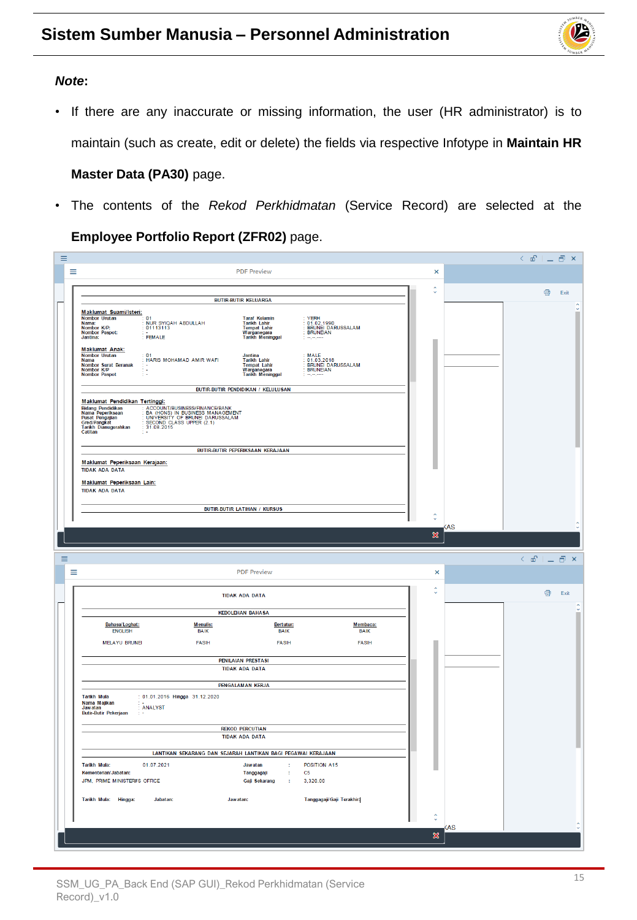***Note*:**

- If there are any inaccurate or missing information, the user (HR administrator) is to maintain (such as create, edit or delete) the fields via respective Infotype in **Maintain HR Master Data (PA30)** page.
- The contents of the *Rekod Perkhidmatan* (Service Record) are selected at the **Employee Portfolio Report (ZFR02)** page.

PDF Preview

BUTIR-BUTIR KELUARGA

**Maklumat Suami/Isteri:**

| | | | |
|---|---|---|---|
| Nombor Urutan | : 01 | Taraf Kelamin | : YERH |
| Nama: | : NUR SYIQAH ABDULLAH | Tarikh Lahir | : 01.02.1990 |
| Nombor K/P: | : 01113113 | Tempat Lahir | : BRUNEI DARUSSALAM |
| Nombor Paspot: | : - | Warganegara | : BRUNEIAN |
| Jantina: | : FEMALE | Tarikh Meninggal | : --.--.---- |

**Maklumat Anak:**

| | | | |
|---|---|---|---|
| Nombor Urutan | : 01 | Jantina | : MALE |
| Nama | : HARIS MOHAMAD AMIR WAFI | Tarikh Lahir | : 01.03.2016 |
| Nombor Surat Beranak | : - | Tempat Lahir | : BRUNEI DARUSSALAM |
| Nombor K/P | : - | Warganegara | : BRUNEIAN |
| Nombor Paspot | : - | Tarikh Meninggal | : --.--.---- |

BUTIR-BUTIR PENDIDIKAN / KELULUSAN

**Maklumat Pendidikan Tertinggi:**

| | |
|---|---|
| Bidang Pendidikan | : ACCOUNT/BUSINESS/FINANCE/BANK |
| Nama Peperiksaan | : BA (HONS) IN BUSINESS MANAGEMENT |
| Pusat Pengajian | : UNIVERSITY OF BRUNEI DARUSSALAM |
| Gred/Pangkat | : SECOND CLASS UPPER (2.1) |
| Tarikh Dianugerahkan | : 31.08.2015 |
| Catitan | : - |

BUTIR-BUTIR PEPERIKSAAN KERAJAAN

**Maklumat Peperiksaan Kerajaan:**

TIDAK ADA DATA

**Maklumat Peperiksaan Lain:**

TIDAK ADA DATA

BUTIR-BUTIR LATIHAN / KURSUS

PDF Preview

TIDAK ADA DATA

KEBOLEHAN BAHASA

| Bahasa/Loghat: | Menulis: | Bertutur: | Membaca: |
|---|---|---|---|
| ENGLISH | BAIK | BAIK | BAIK |
| MELAYU BRUNEI | FASIH | FASIH | FASIH |

PENILAIAN PRESTASI

TIDAK ADA DATA

PENGALAMAN KERJA

| | |
|---|---|
| Tarikh Mula | : 01.01.2016 Hingga 31.12.2020 |
| Nama Majikan | : - |
| Jawatan | : ANALYST |
| Butir-Butir Pekerjaan | : - |

REKOD PERCUTIAN

TIDAK ADA DATA

LANTIKAN SEKARANG DAN SEJARAH LANTIKAN BAGI PEGAWAI KERAJAAN

| | | | |
|---|---|---|---|
| Tarikh Mula: | 01.07.2021 | Jawatan | : POSITION A15 |
| Kementerian/Jabatan: | | Tanggagaji | : C5 |
| JPM, PRIME MINISTER'S OFFICE | | Gaji Sekarang | : 3,320.00 |

| Tarikh Mula: | Hingga: | Jabatan: | Jawatan: | Tanggagaji/Gaji Terakhir: |
|---|---|---|---|---|

SSM_UG_PA_Back End (SAP GUI)_Rekod Perkhidmatan (Service Record)_v1.0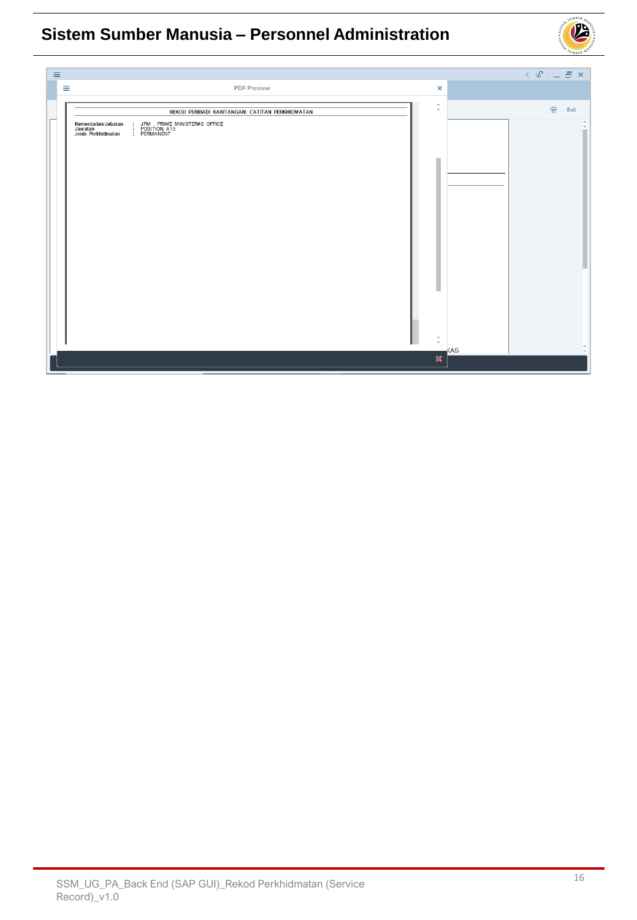PDF Preview

REKOD PERIBADI KAKITANGAN: CATITAN PERKHIDMATAN

Kementarian/Jabatan : JPM . PRIME MINISTER#S OFFICE
Jawatan : POSITION A15
Jenis Perkhidmatan : PERMANENT

Exit